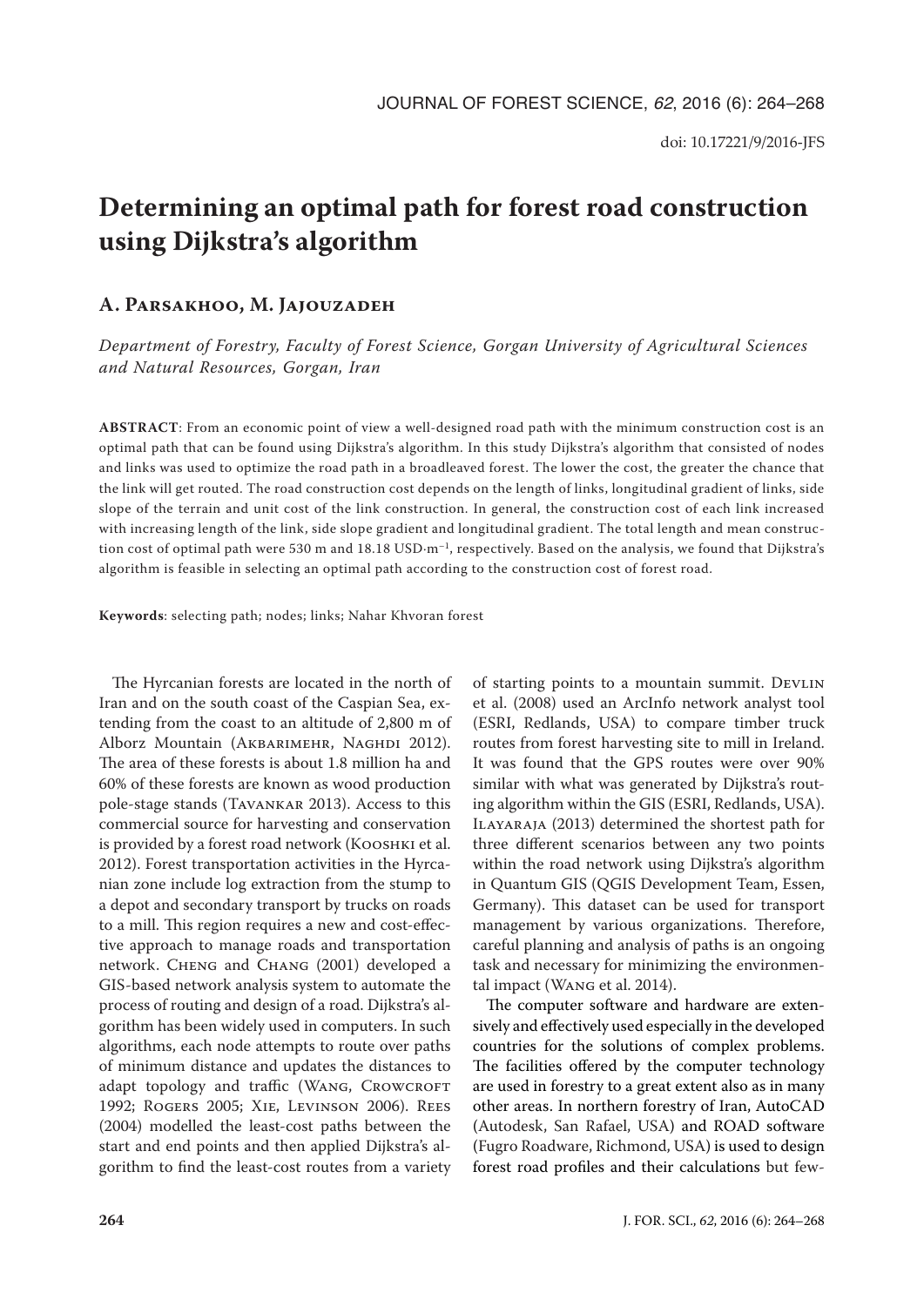# Determining an optimal path for forest road construction using Dijkstra's algorithm

**A. Parsakhoo, M. Jajouzadeh**

*Department of Forestry, Faculty of Forest Science, Gorgan University of Agricultural Sciences and Natural Resources, Gorgan, Iran*

**ABSTRACT**: From an economic point of view a well-designed road path with the minimum construction cost is an optimal path that can be found using Dijkstra's algorithm. In this study Dijkstra's algorithm that consisted of nodes and links was used to optimize the road path in a broadleaved forest. The lower the cost, the greater the chance that the link will get routed. The road construction cost depends on the length of links, longitudinal gradient of links, side slope of the terrain and unit cost of the link construction. In general, the construction cost of each link increased with increasing length of the link, side slope gradient and longitudinal gradient. The total length and mean construction cost of optimal path were 530 m and 18.18 USD·m$^{-1}$, respectively. Based on the analysis, we found that Dijkstra's algorithm is feasible in selecting an optimal path according to the construction cost of forest road.

**Keywords**: selecting path; nodes; links; Nahar Khvoran forest

The Hyrcanian forests are located in the north of Iran and on the south coast of the Caspian Sea, extending from the coast to an altitude of 2,800 m of Alborz Mountain (Akbarimehr, Naghdi 2012). The area of these forests is about 1.8 million ha and 60% of these forests are known as wood production pole-stage stands (Tavankar 2013). Access to this commercial source for harvesting and conservation is provided by a forest road network (Kooshki et al. 2012). Forest transportation activities in the Hyrcanian zone include log extraction from the stump to a depot and secondary transport by trucks on roads to a mill. This region requires a new and cost-effective approach to manage roads and transportation network. Cheng and Chang (2001) developed a GIS-based network analysis system to automate the process of routing and design of a road. Dijkstra's algorithm has been widely used in computers. In such algorithms, each node attempts to route over paths of minimum distance and updates the distances to adapt topology and traffic (Wang, Crowcroft 1992; Rogers 2005; Xie, Levinson 2006). Rees (2004) modelled the least-cost paths between the start and end points and then applied Dijkstra's algorithm to find the least-cost routes from a variety of starting points to a mountain summit. Devlin et al. (2008) used an ArcInfo network analyst tool (ESRI, Redlands, USA) to compare timber truck routes from forest harvesting site to mill in Ireland. It was found that the GPS routes were over 90% similar with what was generated by Dijkstra's routing algorithm within the GIS (ESRI, Redlands, USA). Ilayaraja (2013) determined the shortest path for three different scenarios between any two points within the road network using Dijkstra's algorithm in Quantum GIS (QGIS Development Team, Essen, Germany). This dataset can be used for transport management by various organizations. Therefore, careful planning and analysis of paths is an ongoing task and necessary for minimizing the environmental impact (Wang et al. 2014).

The computer software and hardware are extensively and effectively used especially in the developed countries for the solutions of complex problems. The facilities offered by the computer technology are used in forestry to a great extent also as in many other areas. In northern forestry of Iran, AutoCAD (Autodesk, San Rafael, USA) and ROAD software (Fugro Roadware, Richmond, USA) is used to design forest road profiles and their calculations but few-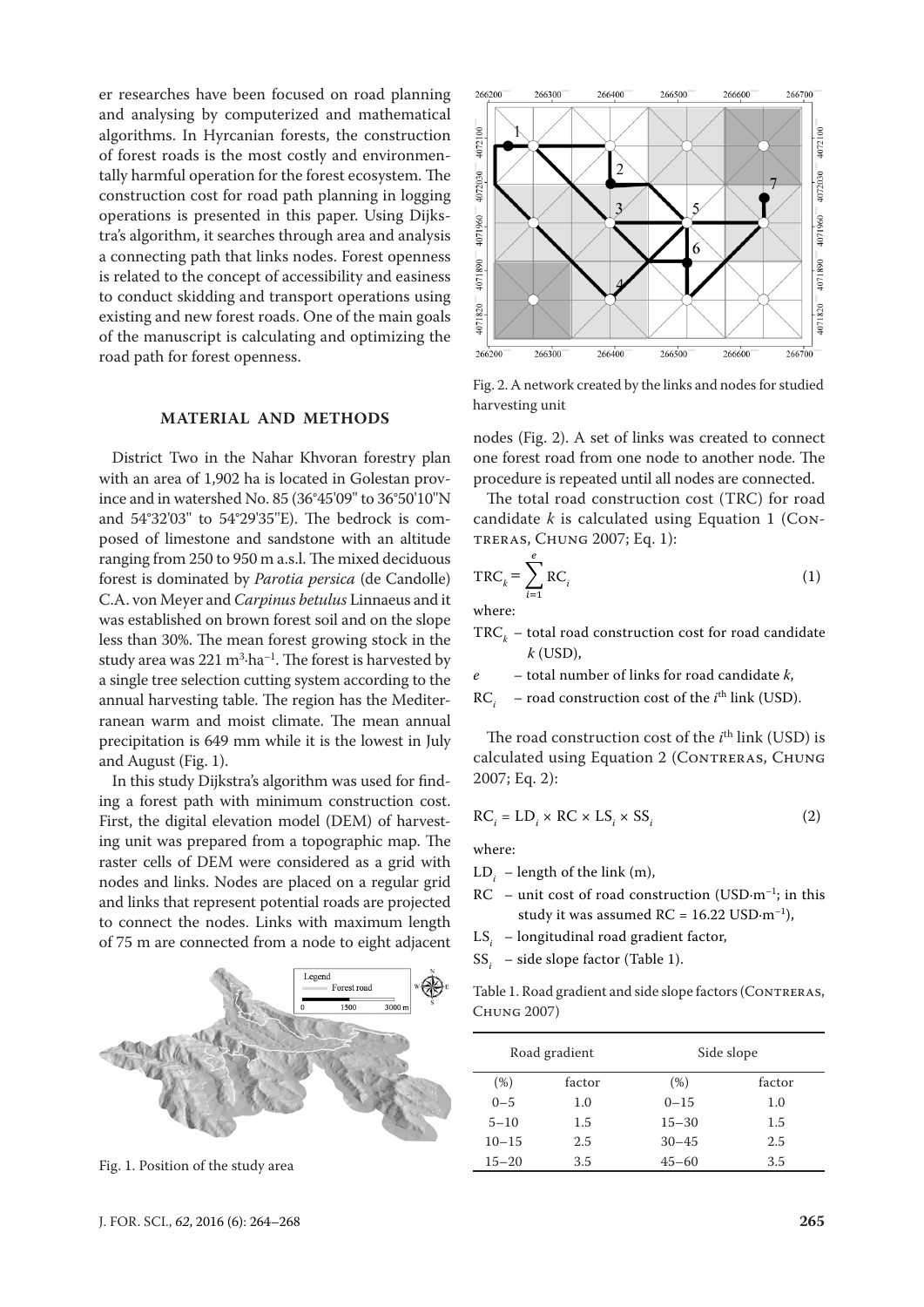er researches have been focused on road planning and analysing by computerized and mathematical algorithms. In Hyrcanian forests, the construction of forest roads is the most costly and environmentally harmful operation for the forest ecosystem. The construction cost for road path planning in logging operations is presented in this paper. Using Dijkstra's algorithm, it searches through area and analysis a connecting path that links nodes. Forest openness is related to the concept of accessibility and easiness to conduct skidding and transport operations using existing and new forest roads. One of the main goals of the manuscript is calculating and optimizing the road path for forest openness.

## MATERIAL AND METHODS

District Two in the Nahar Khvoran forestry plan with an area of 1,902 ha is located in Golestan province and in watershed No. 85 (36°45'09" to 36°50'10"N and 54°32'03" to 54°29'35"E). The bedrock is composed of limestone and sandstone with an altitude ranging from 250 to 950 m a.s.l. The mixed deciduous forest is dominated by *Parotia persica* (de Candolle) C.A. von Meyer and *Carpinus betulus* Linnaeus and it was established on brown forest soil and on the slope less than 30%. The mean forest growing stock in the study area was 221 $m^3 \cdot ha^{-1}$. The forest is harvested by a single tree selection cutting system according to the annual harvesting table. The region has the Mediterranean warm and moist climate. The mean annual precipitation is 649 mm while it is the lowest in July and August (Fig. 1).

In this study Dijkstra's algorithm was used for finding a forest path with minimum construction cost. First, the digital elevation model (DEM) of harvesting unit was prepared from a topographic map. The raster cells of DEM were considered as a grid with nodes and links. Nodes are placed on a regular grid and links that represent potential roads are projected to connect the nodes. Links with maximum length of 75 m are connected from a node to eight adjacent nodes (Fig. 2). A set of links was created to connect one forest road from one node to another node. The procedure is repeated until all nodes are connected.

Fig. 1. Position of the study area

Fig. 2. A network created by the links and nodes for studied harvesting unit

The total road construction cost (TRC) for road candidate $k$ is calculated using Equation 1 (Contreras, Chung 2007; Eq. 1):

$$TRC_k = \sum_{i=1}^{e} RC_i \tag{1}$$

where:

$TRC_k$ – total road construction cost for road candidate $k$ (USD),

$e$ – total number of links for road candidate $k$,

$RC_i$ – road construction cost of the $i^{th}$ link (USD).

The road construction cost of the $i^{th}$ link (USD) is calculated using Equation 2 (Contreras, Chung 2007; Eq. 2):

$$RC_i = LD_i \times RC \times LS_i \times SS_i \tag{2}$$

where:

$LD_i$ – length of the link (m),

$RC$ – unit cost of road construction ($USD \cdot m^{-1}$; in this study it was assumed RC = 16.22 $USD \cdot m^{-1}$),

$LS_i$ – longitudinal road gradient factor,

$SS_i$ – side slope factor (Table 1).

Table 1. Road gradient and side slope factors (Contreras, Chung 2007)

| Road gradient | | Side slope | |
|---|---|---|---|
| (%) | factor | (%) | factor |
| 0–5 | 1.0 | 0–15 | 1.0 |
| 5–10 | 1.5 | 15–30 | 1.5 |
| 10–15 | 2.5 | 30–45 | 2.5 |
| 15–20 | 3.5 | 45–60 | 3.5 |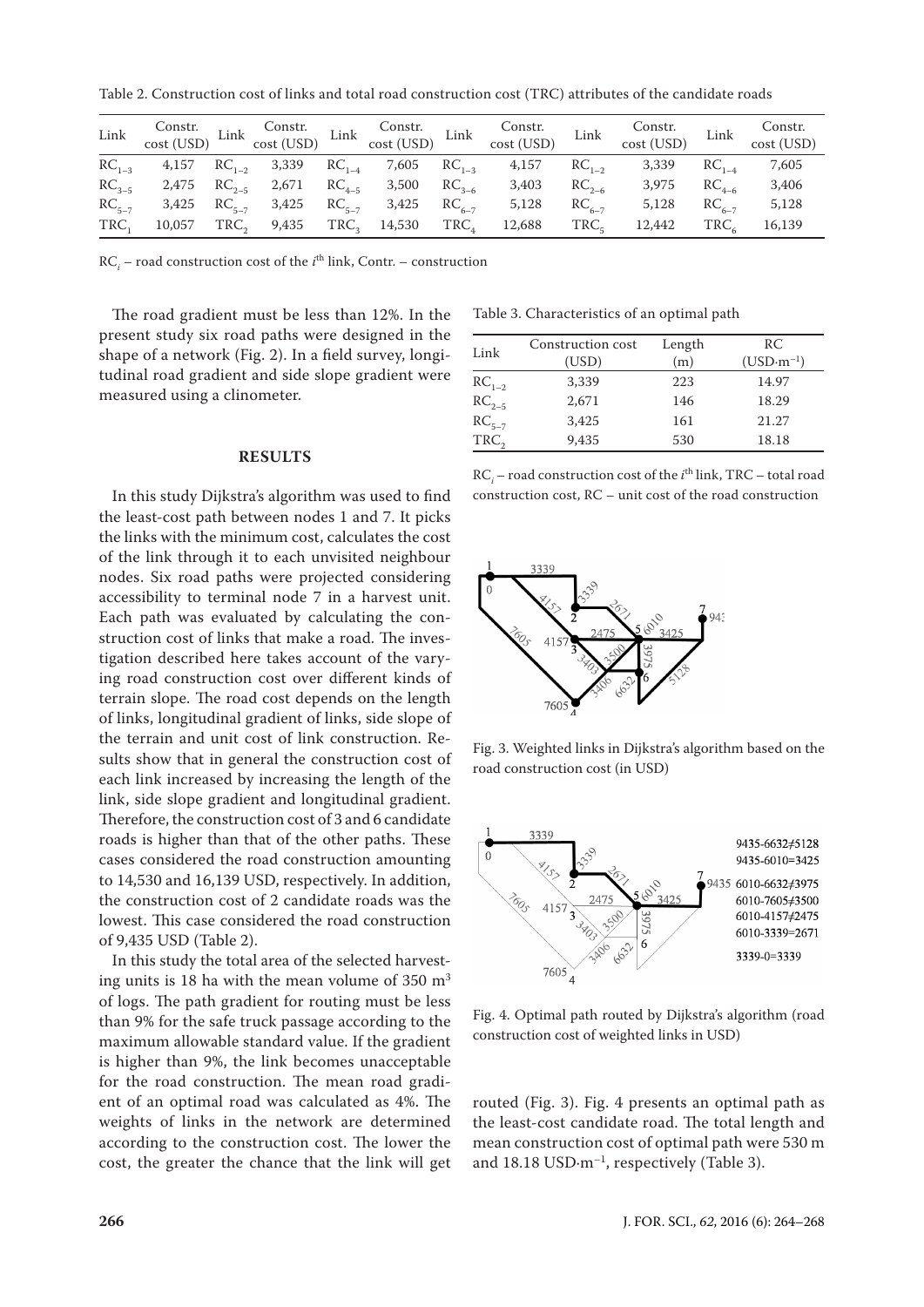Table 2. Construction cost of links and total road construction cost (TRC) attributes of the candidate roads

| Link | Constr. cost (USD) | Link | Constr. cost (USD) | Link | Constr. cost (USD) | Link | Constr. cost (USD) | Link | Constr. cost (USD) | Link | Constr. cost (USD) |
|---|---|---|---|---|---|---|---|---|---|---|---|
| $RC_{1-3}$ | 4,157 | $RC_{1-2}$ | 3,339 | $RC_{1-4}$ | 7,605 | $RC_{1-3}$ | 4,157 | $RC_{1-2}$ | 3,339 | $RC_{1-4}$ | 7,605 |
| $RC_{3-5}$ | 2,475 | $RC_{2-5}$ | 2,671 | $RC_{4-5}$ | 3,500 | $RC_{3-6}$ | 3,403 | $RC_{2-6}$ | 3,975 | $RC_{4-6}$ | 3,406 |
| $RC_{5-7}$ | 3,425 | $RC_{5-7}$ | 3,425 | $RC_{5-7}$ | 3,425 | $RC_{6-7}$ | 5,128 | $RC_{6-7}$ | 5,128 | $RC_{6-7}$ | 5,128 |
| $TRC_1$ | 10,057 | $TRC_2$ | 9,435 | $TRC_3$ | 14,530 | $TRC_4$ | 12,688 | $TRC_5$ | 12,442 | $TRC_6$ | 16,139 |

$RC_i$ – road construction cost of the $i^{th}$ link, Contr. – construction

The road gradient must be less than 12%. In the present study six road paths were designed in the shape of a network (Fig. 2). In a field survey, longitudinal road gradient and side slope gradient were measured using a clinometer.

## RESULTS

In this study Dijkstra's algorithm was used to find the least-cost path between nodes 1 and 7. It picks the links with the minimum cost, calculates the cost of the link through it to each unvisited neighbour nodes. Six road paths were projected considering accessibility to terminal node 7 in a harvest unit. Each path was evaluated by calculating the construction cost of links that make a road. The investigation described here takes account of the varying road construction cost over different kinds of terrain slope. The road cost depends on the length of links, longitudinal gradient of links, side slope of the terrain and unit cost of link construction. Results show that in general the construction cost of each link increased by increasing the length of the link, side slope gradient and longitudinal gradient. Therefore, the construction cost of 3 and 6 candidate roads is higher than that of the other paths. These cases considered the road construction amounting to 14,530 and 16,139 USD, respectively. In addition, the construction cost of 2 candidate roads was the lowest. This case considered the road construction of 9,435 USD (Table 2).

In this study the total area of the selected harvesting units is 18 ha with the mean volume of 350 $m^3$ of logs. The path gradient for routing must be less than 9% for the safe truck passage according to the maximum allowable standard value. If the gradient is higher than 9%, the link becomes unacceptable for the road construction. The mean road gradient of an optimal road was calculated as 4%. The weights of links in the network are determined according to the construction cost. The lower the cost, the greater the chance that the link will get routed (Fig. 3). Fig. 4 presents an optimal path as the least-cost candidate road. The total length and mean construction cost of optimal path were 530 m and 18.18 USD·$m^{-1}$, respectively (Table 3).

Table 3. Characteristics of an optimal path

| Link | Construction cost (USD) | Length (m) | RC (USD·$m^{-1}$) |
|---|---|---|---|
| $RC_{1-2}$ | 3,339 | 223 | 14.97 |
| $RC_{2-5}$ | 2,671 | 146 | 18.29 |
| $RC_{5-7}$ | 3,425 | 161 | 21.27 |
| $TRC_2$ | 9,435 | 530 | 18.18 |

$RC_i$ – road construction cost of the $i^{th}$ link, TRC – total road construction cost, RC – unit cost of the road construction

Fig. 3. Weighted links in Dijkstra's algorithm based on the road construction cost (in USD)

Fig. 4. Optimal path routed by Dijkstra's algorithm (road construction cost of weighted links in USD)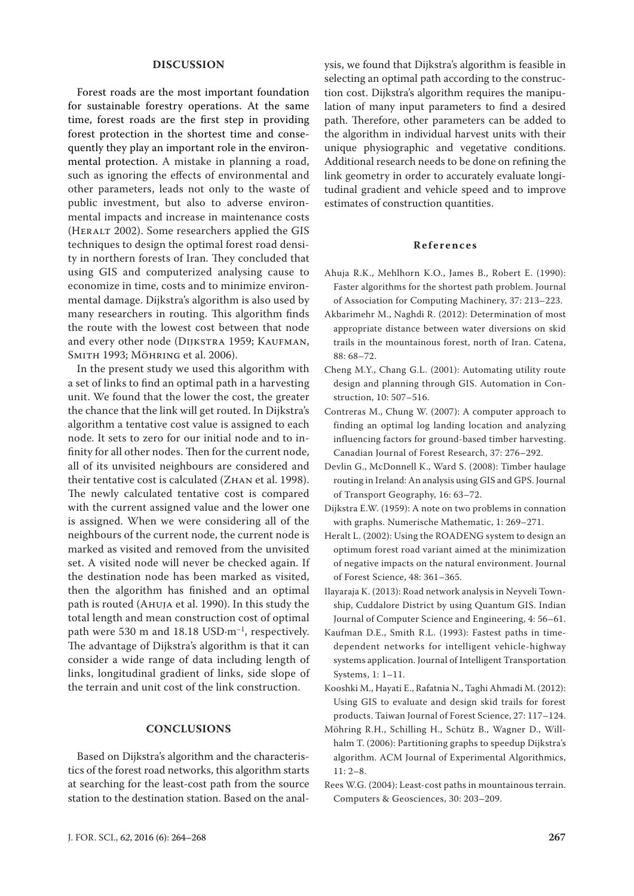## DISCUSSION

Forest roads are the most important foundation for sustainable forestry operations. At the same time, forest roads are the first step in providing forest protection in the shortest time and consequently they play an important role in the environmental protection. A mistake in planning a road, such as ignoring the effects of environmental and other parameters, leads not only to the waste of public investment, but also to adverse environmental impacts and increase in maintenance costs (Heralt 2002). Some researchers applied the GIS techniques to design the optimal forest road density in northern forests of Iran. They concluded that using GIS and computerized analysing cause to economize in time, costs and to minimize environmental damage. Dijkstra's algorithm is also used by many researchers in routing. This algorithm finds the route with the lowest cost between that node and every other node (Dijkstra 1959; Kaufman, Smith 1993; Möhring et al. 2006).

In the present study we used this algorithm with a set of links to find an optimal path in a harvesting unit. We found that the lower the cost, the greater the chance that the link will get routed. In Dijkstra's algorithm a tentative cost value is assigned to each node. It sets to zero for our initial node and to infinity for all other nodes. Then for the current node, all of its unvisited neighbours are considered and their tentative cost is calculated (Zhan et al. 1998). The newly calculated tentative cost is compared with the current assigned value and the lower one is assigned. When we were considering all of the neighbours of the current node, the current node is marked as visited and removed from the unvisited set. A visited node will never be checked again. If the destination node has been marked as visited, then the algorithm has finished and an optimal path is routed (Ahuja et al. 1990). In this study the total length and mean construction cost of optimal path were 530 m and 18.18 $\text{USD}\cdot\text{m}^{-1}$, respectively. The advantage of Dijkstra's algorithm is that it can consider a wide range of data including length of links, longitudinal gradient of links, side slope of the terrain and unit cost of the link construction.

## CONCLUSIONS

Based on Dijkstra's algorithm and the characteristics of the forest road networks, this algorithm starts at searching for the least-cost path from the source station to the destination station. Based on the analysis, we found that Dijkstra's algorithm is feasible in selecting an optimal path according to the construction cost. Dijkstra's algorithm requires the manipulation of many input parameters to find a desired path. Therefore, other parameters can be added to the algorithm in individual harvest units with their unique physiographic and vegetative conditions. Additional research needs to be done on refining the link geometry in order to accurately evaluate longitudinal gradient and vehicle speed and to improve estimates of construction quantities.

## References

Ahuja R.K., Mehlhorn K.O., James B., Robert E. (1990): Faster algorithms for the shortest path problem. Journal of Association for Computing Machinery, 37: 213–223.

Akbarimehr M., Naghdi R. (2012): Determination of most appropriate distance between water diversions on skid trails in the mountainous forest, north of Iran. Catena, 88: 68–72.

Cheng M.Y., Chang G.L. (2001): Automating utility route design and planning through GIS. Automation in Construction, 10: 507–516.

Contreras M., Chung W. (2007): A computer approach to finding an optimal log landing location and analyzing influencing factors for ground-based timber harvesting. Canadian Journal of Forest Research, 37: 276–292.

Devlin G., McDonnell K., Ward S. (2008): Timber haulage routing in Ireland: An analysis using GIS and GPS. Journal of Transport Geography, 16: 63–72.

Dijkstra E.W. (1959): A note on two problems in connation with graphs. Numerische Mathematic, 1: 269–271.

Heralt L. (2002): Using the ROADENG system to design an optimum forest road variant aimed at the minimization of negative impacts on the natural environment. Journal of Forest Science, 48: 361–365.

Ilayaraja K. (2013): Road network analysis in Neyveli Township, Cuddalore District by using Quantum GIS. Indian Journal of Computer Science and Engineering, 4: 56–61.

Kaufman D.E., Smith R.L. (1993): Fastest paths in time-dependent networks for intelligent vehicle-highway systems application. Journal of Intelligent Transportation Systems, 1: 1–11.

Kooshki M., Hayati E., Rafatnia N., Taghi Ahmadi M. (2012): Using GIS to evaluate and design skid trails for forest products. Taiwan Journal of Forest Science, 27: 117–124.

Möhring R.H., Schilling H., Schütz B., Wagner D., Willhalm T. (2006): Partitioning graphs to speedup Dijkstra's algorithm. ACM Journal of Experimental Algorithmics, 11: 2–8.

Rees W.G. (2004): Least-cost paths in mountainous terrain. Computers & Geosciences, 30: 203–209.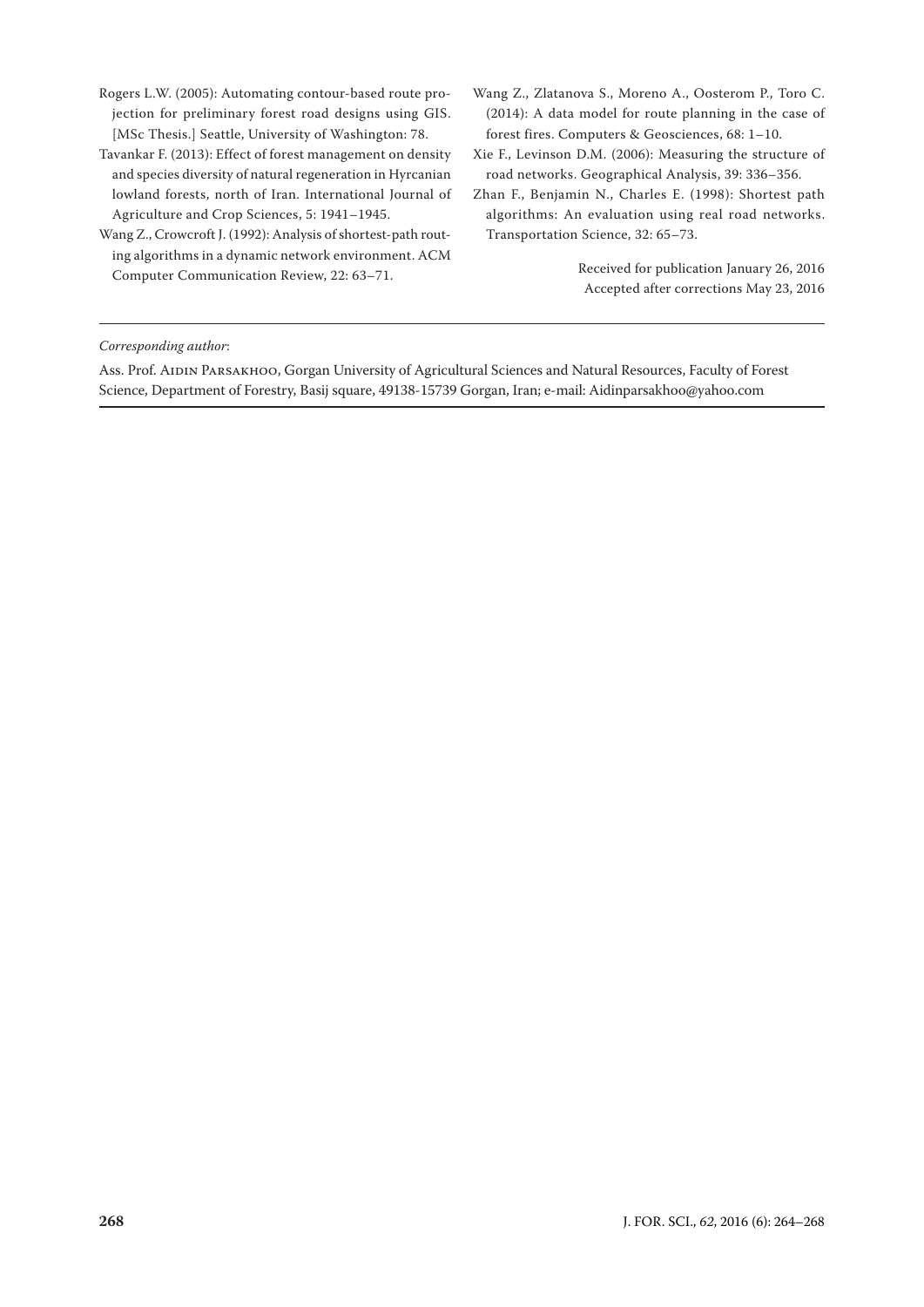Rogers L.W. (2005): Automating contour-based route projection for preliminary forest road designs using GIS. [MSc Thesis.] Seattle, University of Washington: 78.

Tavankar F. (2013): Effect of forest management on density and species diversity of natural regeneration in Hyrcanian lowland forests, north of Iran. International Journal of Agriculture and Crop Sciences, 5: 1941–1945.

Wang Z., Crowcroft J. (1992): Analysis of shortest-path routing algorithms in a dynamic network environment. ACM Computer Communication Review, 22: 63–71.

Wang Z., Zlatanova S., Moreno A., Oosterom P., Toro C. (2014): A data model for route planning in the case of forest fires. Computers & Geosciences, 68: 1–10.

Xie F., Levinson D.M. (2006): Measuring the structure of road networks. Geographical Analysis, 39: 336–356.

Zhan F., Benjamin N., Charles E. (1998): Shortest path algorithms: An evaluation using real road networks. Transportation Science, 32: 65–73.

Received for publication January 26, 2016
Accepted after corrections May 23, 2016

*Corresponding author*:

Ass. Prof. Aidin Parsakhoo, Gorgan University of Agricultural Sciences and Natural Resources, Faculty of Forest Science, Department of Forestry, Basij square, 49138-15739 Gorgan, Iran; e-mail: Aidinparsakhoo@yahoo.com